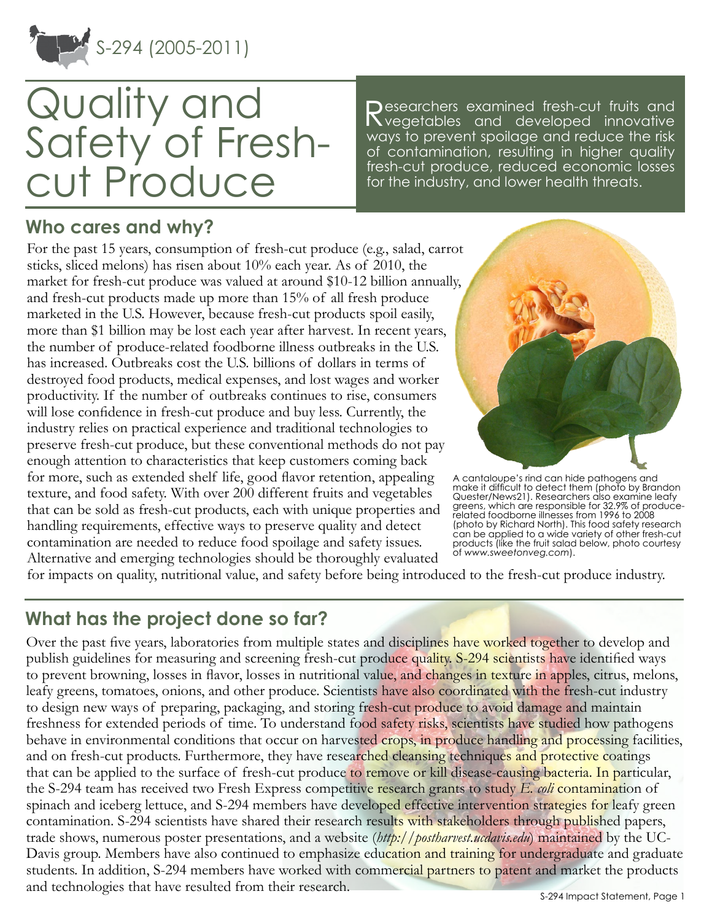S-294 (2005-2011)

# Quality and Safety of Fresh-cut Produce

Researchers examined fresh-cut fruits and vegetables and developed innovative ways to prevent spoilage and reduce the risk of contamination, resulting in higher quality fresh-cut produce, reduced economic losses for the industry, and lower health threats.

## Who cares and why?

For the past 15 years, consumption of fresh-cut produce (e.g., salad, carrot sticks, sliced melons) has risen about 10% each year. As of 2010, the market for fresh-cut produce was valued at around $10-12 billion annually, and fresh-cut products made up more than 15% of all fresh produce marketed in the U.S. However, because fresh-cut products spoil easily, more than $1 billion may be lost each year after harvest. In recent years, the number of produce-related foodborne illness outbreaks in the U.S. has increased. Outbreaks cost the U.S. billions of dollars in terms of destroyed food products, medical expenses, and lost wages and worker productivity. If the number of outbreaks continues to rise, consumers will lose confidence in fresh-cut produce and buy less. Currently, the industry relies on practical experience and traditional technologies to preserve fresh-cut produce, but these conventional methods do not pay enough attention to characteristics that keep customers coming back for more, such as extended shelf life, good flavor retention, appealing texture, and food safety. With over 200 different fruits and vegetables that can be sold as fresh-cut products, each with unique properties and handling requirements, effective ways to preserve quality and detect contamination are needed to reduce food spoilage and safety issues. Alternative and emerging technologies should be thoroughly evaluated for impacts on quality, nutritional value, and safety before being introduced to the fresh-cut produce industry.

A cantaloupe's rind can hide pathogens and make it difficult to detect them (photo by Brandon Quester/News21). Researchers also examine leafy greens, which are responsible for 32.9% of produce-related foodborne illnesses from 1996 to 2008 (photo by Richard North). This food safety research can be applied to a wide variety of other fresh-cut products (like the fruit salad below, photo courtesy of *www.sweetonveg.com*).

## What has the project done so far?

Over the past five years, laboratories from multiple states and disciplines have worked together to develop and publish guidelines for measuring and screening fresh-cut produce quality. S-294 scientists have identified ways to prevent browning, losses in flavor, losses in nutritional value, and changes in texture in apples, citrus, melons, leafy greens, tomatoes, onions, and other produce. Scientists have also coordinated with the fresh-cut industry to design new ways of preparing, packaging, and storing fresh-cut produce to avoid damage and maintain freshness for extended periods of time. To understand food safety risks, scientists have studied how pathogens behave in environmental conditions that occur on harvested crops, in produce handling and processing facilities, and on fresh-cut products. Furthermore, they have researched cleansing techniques and protective coatings that can be applied to the surface of fresh-cut produce to remove or kill disease-causing bacteria. In particular, the S-294 team has received two Fresh Express competitive research grants to study *E. coli* contamination of spinach and iceberg lettuce, and S-294 members have developed effective intervention strategies for leafy green contamination. S-294 scientists have shared their research results with stakeholders through published papers, trade shows, numerous poster presentations, and a website (*http://postharvest.ucdavis.edu*) maintained by the UC-Davis group. Members have also continued to emphasize education and training for undergraduate and graduate students. In addition, S-294 members have worked with commercial partners to patent and market the products and technologies that have resulted from their research.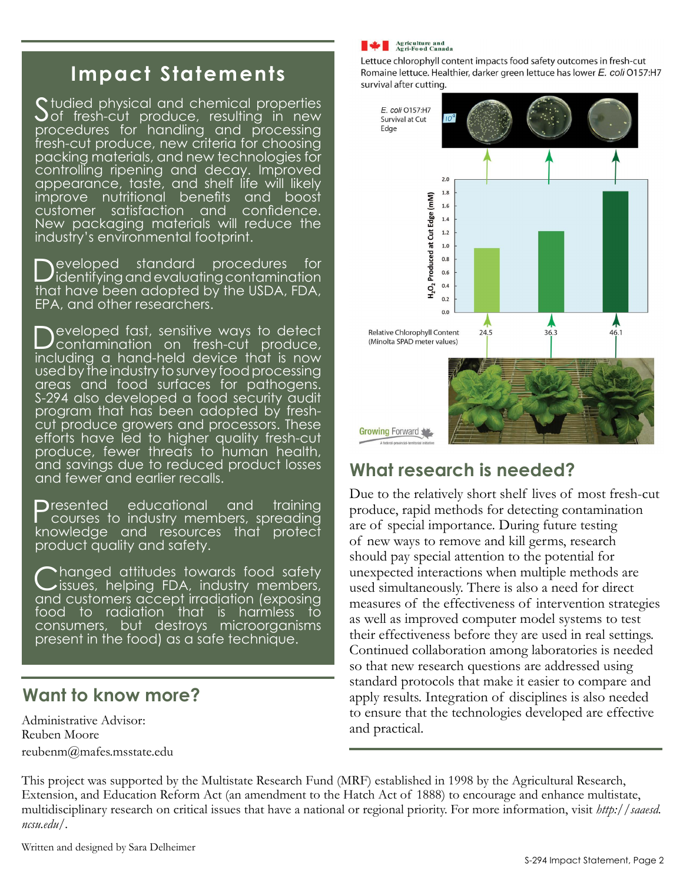## Impact Statements

Studied physical and chemical properties of fresh-cut produce, resulting in new procedures for handling and processing fresh-cut produce, new criteria for choosing packing materials, and new technologies for controlling ripening and decay. Improved appearance, taste, and shelf life will likely improve nutritional benefits and boost customer satisfaction and confidence. New packaging materials will reduce the industry's environmental footprint.

Developed standard procedures for identifying and evaluating contamination that have been adopted by the USDA, FDA, EPA, and other researchers.

Developed fast, sensitive ways to detect contamination on fresh-cut produce, including a hand-held device that is now used by the industry to survey food processing areas and food surfaces for pathogens. S-294 also developed a food security audit program that has been adopted by fresh-cut produce growers and processors. These efforts have led to higher quality fresh-cut produce, fewer threats to human health, and savings due to reduced product losses and fewer and earlier recalls.

Presented educational and training courses to industry members, spreading knowledge and resources that protect product quality and safety.

Changed attitudes towards food safety issues, helping FDA, industry members, and customers accept irradiation (exposing food to radiation that is harmless to consumers, but destroys microorganisms present in the food) as a safe technique.

## Want to know more?

Administrative Advisor:
Reuben Moore
reubenm@mafes.msstate.edu

Agriculture and Agri-Food Canada

Lettuce chlorophyll content impacts food safety outcomes in fresh-cut Romaine lettuce. Healthier, darker green lettuce has lower *E. coli* O157:H7 survival after cutting.

*E. coli* O157:H7 Survival at Cut Edge

$10^{-2}$

$H_2O_2$ Produced at Cut Edge (mM)

2.0
1.8
1.6
1.4
1.2
1.0
0.8
0.6
0.4
0.2
0.0

Relative Chlorophyll Content (Minolta SPAD meter values)

24.5
36.3
46.1

Growing Forward

A federal-provincial-territorial initiative

## What research is needed?

Due to the relatively short shelf lives of most fresh-cut produce, rapid methods for detecting contamination are of special importance. During future testing of new ways to remove and kill germs, research should pay special attention to the potential for unexpected interactions when multiple methods are used simultaneously. There is also a need for direct measures of the effectiveness of intervention strategies as well as improved computer model systems to test their effectiveness before they are used in real settings. Continued collaboration among laboratories is needed so that new research questions are addressed using standard protocols that make it easier to compare and apply results. Integration of disciplines is also needed to ensure that the technologies developed are effective and practical.

This project was supported by the Multistate Research Fund (MRF) established in 1998 by the Agricultural Research, Extension, and Education Reform Act (an amendment to the Hatch Act of 1888) to encourage and enhance multistate, multidisciplinary research on critical issues that have a national or regional priority. For more information, visit *http://saaesd.ncsu.edu/*.

Written and designed by Sara Delheimer